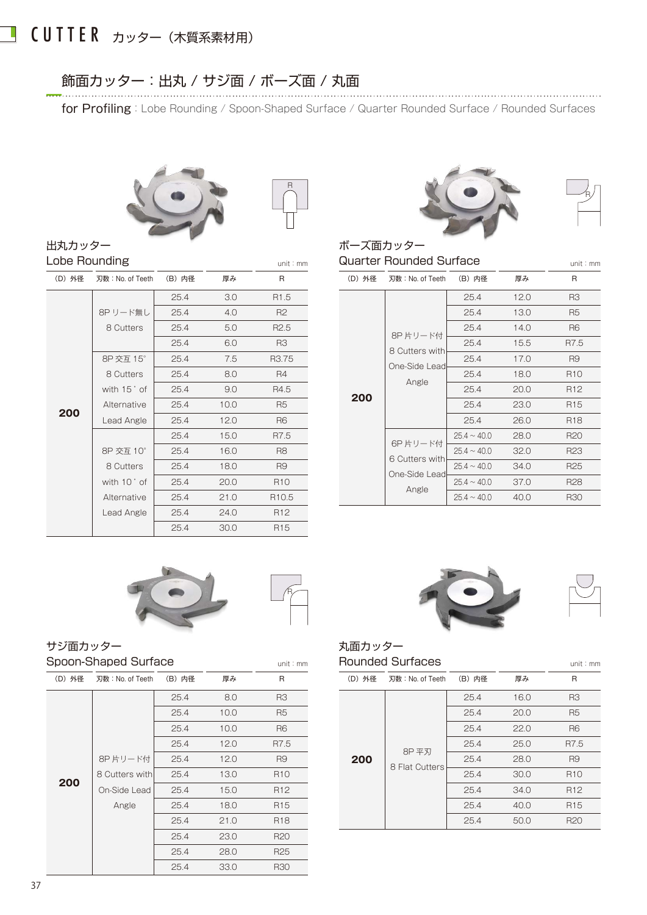# CUTTER カッター（木質系素材用）

## 飾面カッター：出丸 / サジ面 / ボーズ面 / 丸面

for Profiling : Lobe Rounding / Spoon-Shaped Surface / Quarter Rounded Surface / Rounded Surfaces

### 出丸カッター
### Lobe Rounding

unit : mm

| (D) 外径 | 刃数 : No. of Teeth | (B) 内径 | 厚み | R |
|---|---|---|---|---|
| 200 | 8P リード無し 8 Cutters | 25.4 | 3.0 | R1.5 |
| | | 25.4 | 4.0 | R2 |
| | | 25.4 | 5.0 | R2.5 |
| | | 25.4 | 6.0 | R3 |
| | 8P 交互 15° 8 Cutters with 15° of Alternative Lead Angle | 25.4 | 7.5 | R3.75 |
| | | 25.4 | 8.0 | R4 |
| | | 25.4 | 9.0 | R4.5 |
| | | 25.4 | 10.0 | R5 |
| | | 25.4 | 12.0 | R6 |
| | 8P 交互 10° 8 Cutters with 10° of Alternative Lead Angle | 25.4 | 15.0 | R7.5 |
| | | 25.4 | 16.0 | R8 |
| | | 25.4 | 18.0 | R9 |
| | | 25.4 | 20.0 | R10 |
| | | 25.4 | 21.0 | R10.5 |
| | | 25.4 | 24.0 | R12 |
| | | 25.4 | 30.0 | R15 |

### ボーズ面カッター
### Quarter Rounded Surface

unit : mm

| (D) 外径 | 刃数 : No. of Teeth | (B) 内径 | 厚み | R |
|---|---|---|---|---|
| 200 | 8P 片リード付 8 Cutters with One-Side Lead Angle | 25.4 | 12.0 | R3 |
| | | 25.4 | 13.0 | R5 |
| | | 25.4 | 14.0 | R6 |
| | | 25.4 | 15.5 | R7.5 |
| | | 25.4 | 17.0 | R9 |
| | | 25.4 | 18.0 | R10 |
| | | 25.4 | 20.0 | R12 |
| | | 25.4 | 23.0 | R15 |
| | | 25.4 | 26.0 | R18 |
| | 6P 片リード付 6 Cutters with One-Side Lead Angle | 25.4 ~ 40.0 | 28.0 | R20 |
| | | 25.4 ~ 40.0 | 32.0 | R23 |
| | | 25.4 ~ 40.0 | 34.0 | R25 |
| | | 25.4 ~ 40.0 | 37.0 | R28 |
| | | 25.4 ~ 40.0 | 40.0 | R30 |

### サジ面カッター
### Spoon-Shaped Surface

unit : mm

| (D) 外径 | 刃数 : No. of Teeth | (B) 内径 | 厚み | R |
|---|---|---|---|---|
| 200 | 8P 片リード付 8 Cutters with On-Side Lead Angle | 25.4 | 8.0 | R3 |
| | | 25.4 | 10.0 | R5 |
| | | 25.4 | 10.0 | R6 |
| | | 25.4 | 12.0 | R7.5 |
| | | 25.4 | 12.0 | R9 |
| | | 25.4 | 13.0 | R10 |
| | | 25.4 | 15.0 | R12 |
| | | 25.4 | 18.0 | R15 |
| | | 25.4 | 21.0 | R18 |
| | | 25.4 | 23.0 | R20 |
| | | 25.4 | 28.0 | R25 |
| | | 25.4 | 33.0 | R30 |

### 丸面カッター
### Rounded Surfaces

unit : mm

| (D) 外径 | 刃数 : No. of Teeth | (B) 内径 | 厚み | R |
|---|---|---|---|---|
| 200 | 8P 平刃 8 Flat Cutters | 25.4 | 16.0 | R3 |
| | | 25.4 | 20.0 | R5 |
| | | 25.4 | 22.0 | R6 |
| | | 25.4 | 25.0 | R7.5 |
| | | 25.4 | 28.0 | R9 |
| | | 25.4 | 30.0 | R10 |
| | | 25.4 | 34.0 | R12 |
| | | 25.4 | 40.0 | R15 |
| | | 25.4 | 50.0 | R20 |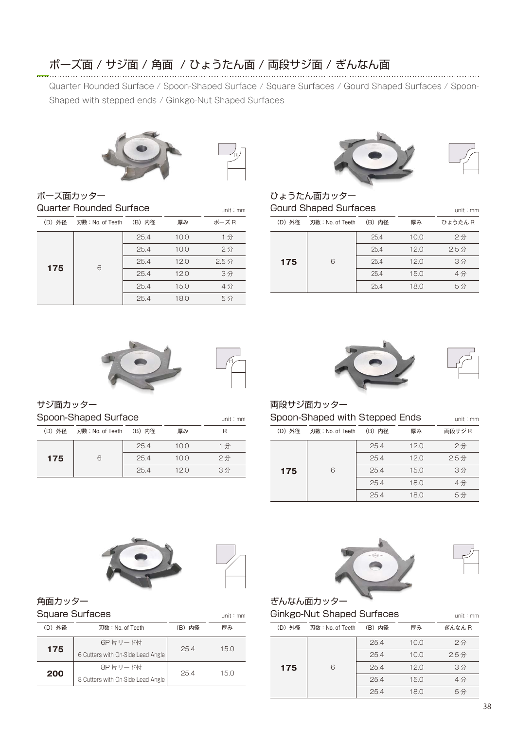# ボーズ面 / サジ面 / 角面 / ひょうたん面 / 両段サジ面 / ぎんなん面

Quarter Rounded Surface / Spoon-Shaped Surface / Square Surfaces / Gourd Shaped Surfaces / Spoon-Shaped with stepped ends / Ginkgo-Nut Shaped Surfaces

## ボーズ面カッター
## Quarter Rounded Surface

unit : mm

| (D) 外径 | 刃数 : No. of Teeth | (B) 内径 | 厚み | ボーズ R |
|---|---|---|---|---|
| **175** | 6 | 25.4 | 10.0 | 1 分 |
| | | 25.4 | 10.0 | 2 分 |
| | | 25.4 | 12.0 | 2.5 分 |
| | | 25.4 | 12.0 | 3 分 |
| | | 25.4 | 15.0 | 4 分 |
| | | 25.4 | 18.0 | 5 分 |

## ひょうたん面カッター
## Gourd Shaped Surfaces

unit : mm

| (D) 外径 | 刃数 : No. of Teeth | (B) 内径 | 厚み | ひょうたん R |
|---|---|---|---|---|
| **175** | 6 | 25.4 | 10.0 | 2 分 |
| | | 25.4 | 12.0 | 2.5 分 |
| | | 25.4 | 12.0 | 3 分 |
| | | 25.4 | 15.0 | 4 分 |
| | | 25.4 | 18.0 | 5 分 |

## サジ面カッター
## Spoon-Shaped Surface

unit : mm

| (D) 外径 | 刃数 : No. of Teeth | (B) 内径 | 厚み | R |
|---|---|---|---|---|
| **175** | 6 | 25.4 | 10.0 | 1 分 |
| | | 25.4 | 10.0 | 2 分 |
| | | 25.4 | 12.0 | 3 分 |

## 両段サジ面カッター
## Spoon-Shaped with Stepped Ends

unit : mm

| (D) 外径 | 刃数 : No. of Teeth | (B) 内径 | 厚み | 両段サジ R |
|---|---|---|---|---|
| **175** | 6 | 25.4 | 12.0 | 2 分 |
| | | 25.4 | 12.0 | 2.5 分 |
| | | 25.4 | 15.0 | 3 分 |
| | | 25.4 | 18.0 | 4 分 |
| | | 25.4 | 18.0 | 5 分 |

## 角面カッター
## Square Surfaces

unit : mm

| (D) 外径 | 刃数 : No. of Teeth | (B) 内径 | 厚み |
|---|---|---|---|
| **175** | 6P 片リード付<br>6 Cutters with On-Side Lead Angle | 25.4 | 15.0 |
| **200** | 8P 片リード付<br>8 Cutters with On-Side Lead Angle | 25.4 | 15.0 |

## ぎんなん面カッター
## Ginkgo-Nut Shaped Surfaces

unit : mm

| (D) 外径 | 刃数 : No. of Teeth | (B) 内径 | 厚み | ぎんなん R |
|---|---|---|---|---|
| **175** | 6 | 25.4 | 10.0 | 2 分 |
| | | 25.4 | 10.0 | 2.5 分 |
| | | 25.4 | 12.0 | 3 分 |
| | | 25.4 | 15.0 | 4 分 |
| | | 25.4 | 18.0 | 5 分 |